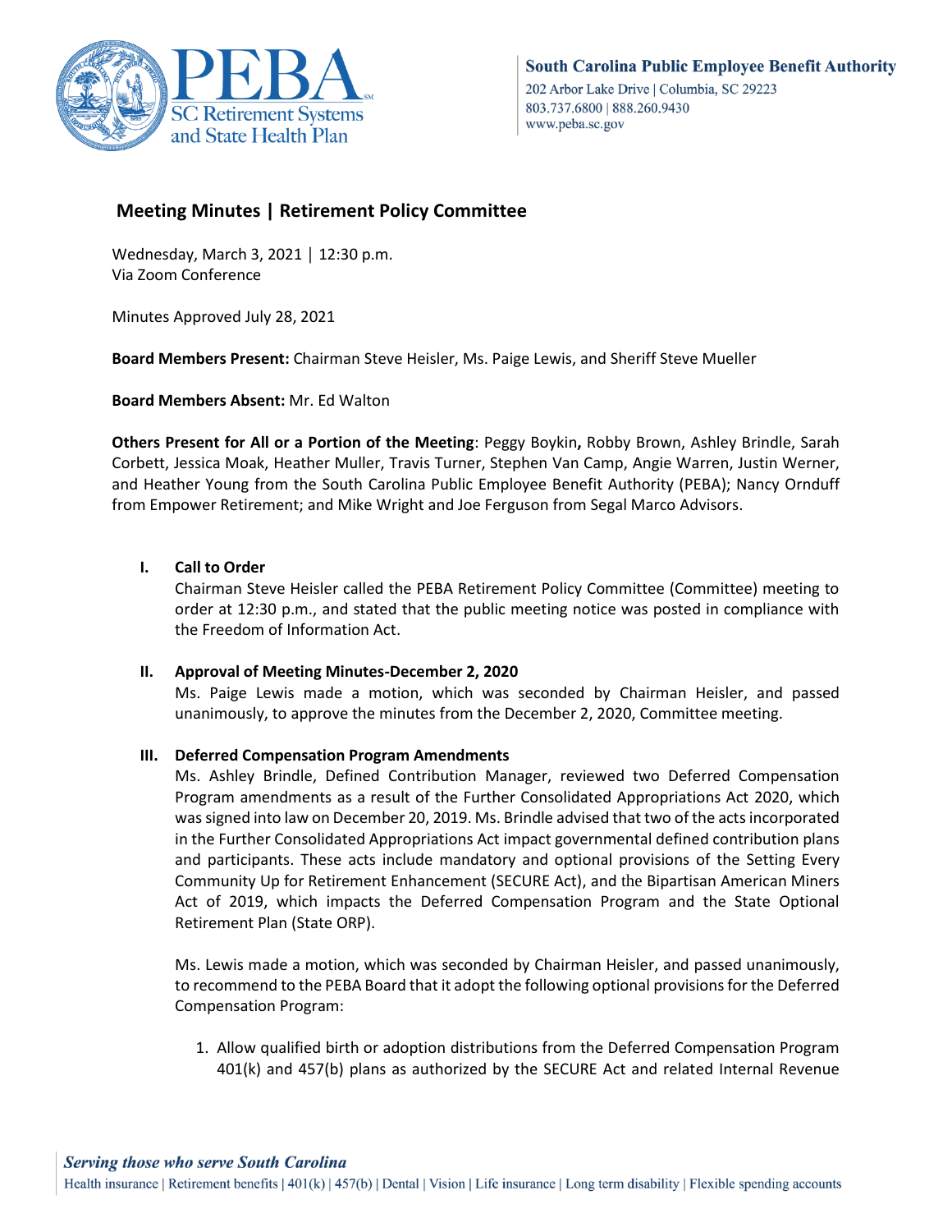South Carolina Public Employee Benefit Authority
202 Arbor Lake Drive | Columbia, SC 29223
803.737.6800 | 888.260.9430
www.peba.sc.gov

# Meeting Minutes | Retirement Policy Committee

Wednesday, March 3, 2021 | 12:30 p.m.
Via Zoom Conference

Minutes Approved July 28, 2021

**Board Members Present:** Chairman Steve Heisler, Ms. Paige Lewis, and Sheriff Steve Mueller

**Board Members Absent:** Mr. Ed Walton

**Others Present for All or a Portion of the Meeting**: Peggy Boykin**,** Robby Brown, Ashley Brindle, Sarah Corbett, Jessica Moak, Heather Muller, Travis Turner, Stephen Van Camp, Angie Warren, Justin Werner, and Heather Young from the South Carolina Public Employee Benefit Authority (PEBA); Nancy Ornduff from Empower Retirement; and Mike Wright and Joe Ferguson from Segal Marco Advisors.

## I. Call to Order

Chairman Steve Heisler called the PEBA Retirement Policy Committee (Committee) meeting to order at 12:30 p.m., and stated that the public meeting notice was posted in compliance with the Freedom of Information Act.

## II. Approval of Meeting Minutes-December 2, 2020

Ms. Paige Lewis made a motion, which was seconded by Chairman Heisler, and passed unanimously, to approve the minutes from the December 2, 2020, Committee meeting.

## III. Deferred Compensation Program Amendments

Ms. Ashley Brindle, Defined Contribution Manager, reviewed two Deferred Compensation Program amendments as a result of the Further Consolidated Appropriations Act 2020, which was signed into law on December 20, 2019. Ms. Brindle advised that two of the acts incorporated in the Further Consolidated Appropriations Act impact governmental defined contribution plans and participants. These acts include mandatory and optional provisions of the Setting Every Community Up for Retirement Enhancement (SECURE Act), and the Bipartisan American Miners Act of 2019, which impacts the Deferred Compensation Program and the State Optional Retirement Plan (State ORP).

Ms. Lewis made a motion, which was seconded by Chairman Heisler, and passed unanimously, to recommend to the PEBA Board that it adopt the following optional provisions for the Deferred Compensation Program:

1. Allow qualified birth or adoption distributions from the Deferred Compensation Program 401(k) and 457(b) plans as authorized by the SECURE Act and related Internal Revenue

*Serving those who serve South Carolina*
Health insurance | Retirement benefits | 401(k) | 457(b) | Dental | Vision | Life insurance | Long term disability | Flexible spending accounts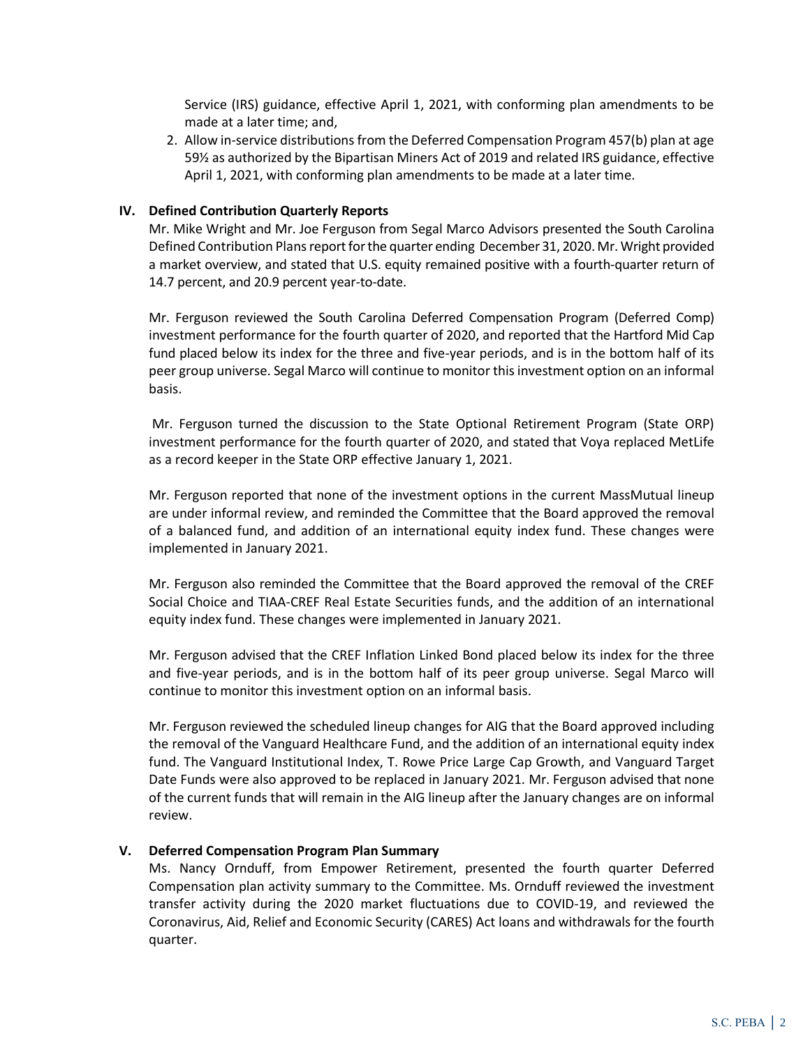Service (IRS) guidance, effective April 1, 2021, with conforming plan amendments to be made at a later time; and,

2. Allow in-service distributions from the Deferred Compensation Program 457(b) plan at age 59½ as authorized by the Bipartisan Miners Act of 2019 and related IRS guidance, effective April 1, 2021, with conforming plan amendments to be made at a later time.

## IV. Defined Contribution Quarterly Reports

Mr. Mike Wright and Mr. Joe Ferguson from Segal Marco Advisors presented the South Carolina Defined Contribution Plans report for the quarter ending December 31, 2020. Mr. Wright provided a market overview, and stated that U.S. equity remained positive with a fourth-quarter return of 14.7 percent, and 20.9 percent year-to-date.

Mr. Ferguson reviewed the South Carolina Deferred Compensation Program (Deferred Comp) investment performance for the fourth quarter of 2020, and reported that the Hartford Mid Cap fund placed below its index for the three and five-year periods, and is in the bottom half of its peer group universe. Segal Marco will continue to monitor this investment option on an informal basis.

Mr. Ferguson turned the discussion to the State Optional Retirement Program (State ORP) investment performance for the fourth quarter of 2020, and stated that Voya replaced MetLife as a record keeper in the State ORP effective January 1, 2021.

Mr. Ferguson reported that none of the investment options in the current MassMutual lineup are under informal review, and reminded the Committee that the Board approved the removal of a balanced fund, and addition of an international equity index fund. These changes were implemented in January 2021.

Mr. Ferguson also reminded the Committee that the Board approved the removal of the CREF Social Choice and TIAA-CREF Real Estate Securities funds, and the addition of an international equity index fund. These changes were implemented in January 2021.

Mr. Ferguson advised that the CREF Inflation Linked Bond placed below its index for the three and five-year periods, and is in the bottom half of its peer group universe. Segal Marco will continue to monitor this investment option on an informal basis.

Mr. Ferguson reviewed the scheduled lineup changes for AIG that the Board approved including the removal of the Vanguard Healthcare Fund, and the addition of an international equity index fund. The Vanguard Institutional Index, T. Rowe Price Large Cap Growth, and Vanguard Target Date Funds were also approved to be replaced in January 2021. Mr. Ferguson advised that none of the current funds that will remain in the AIG lineup after the January changes are on informal review.

## V. Deferred Compensation Program Plan Summary

Ms. Nancy Ornduff, from Empower Retirement, presented the fourth quarter Deferred Compensation plan activity summary to the Committee. Ms. Ornduff reviewed the investment transfer activity during the 2020 market fluctuations due to COVID-19, and reviewed the Coronavirus, Aid, Relief and Economic Security (CARES) Act loans and withdrawals for the fourth quarter.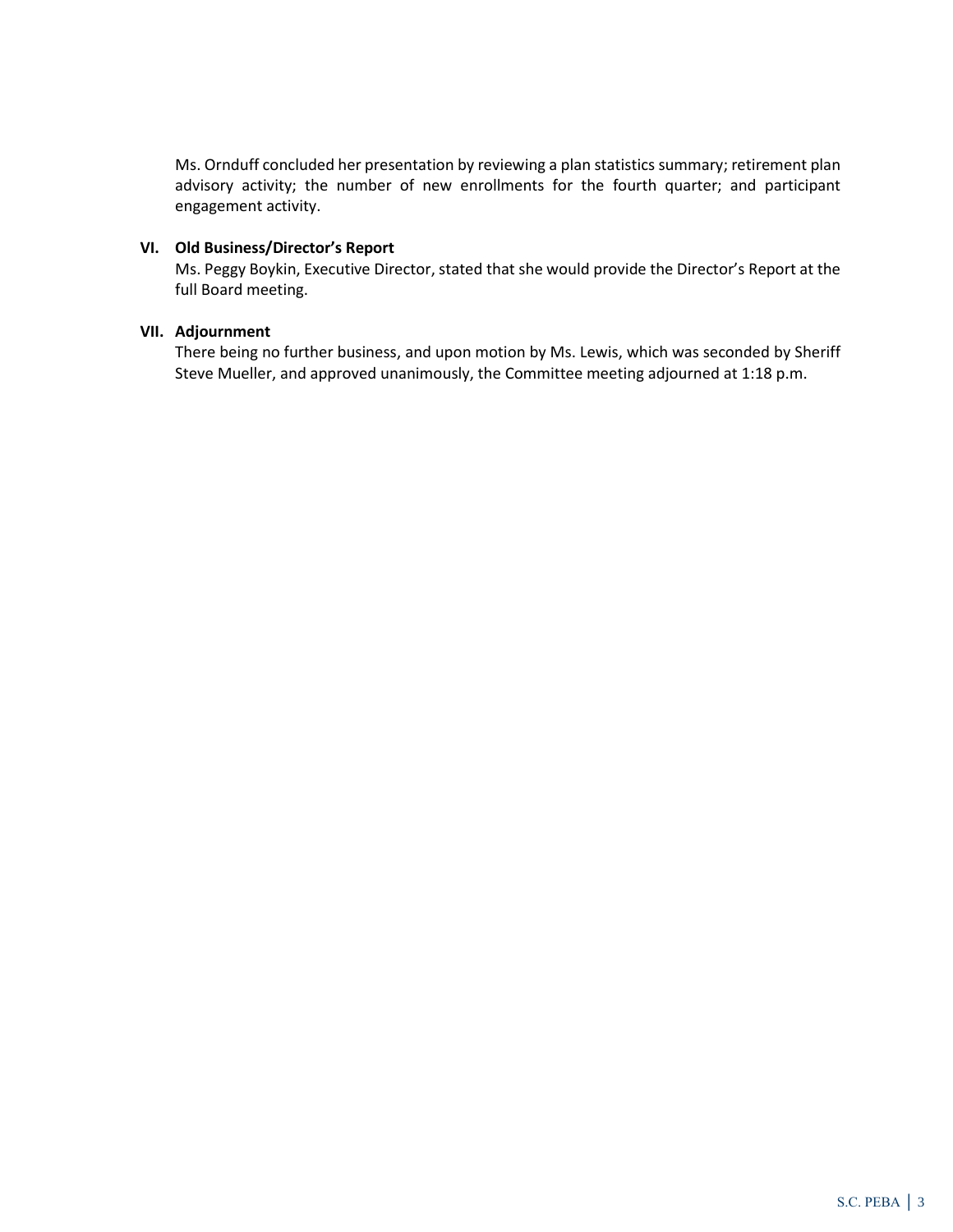Ms. Ornduff concluded her presentation by reviewing a plan statistics summary; retirement plan advisory activity; the number of new enrollments for the fourth quarter; and participant engagement activity.

**VI. Old Business/Director's Report**

Ms. Peggy Boykin, Executive Director, stated that she would provide the Director's Report at the full Board meeting.

**VII. Adjournment**

There being no further business, and upon motion by Ms. Lewis, which was seconded by Sheriff Steve Mueller, and approved unanimously, the Committee meeting adjourned at 1:18 p.m.